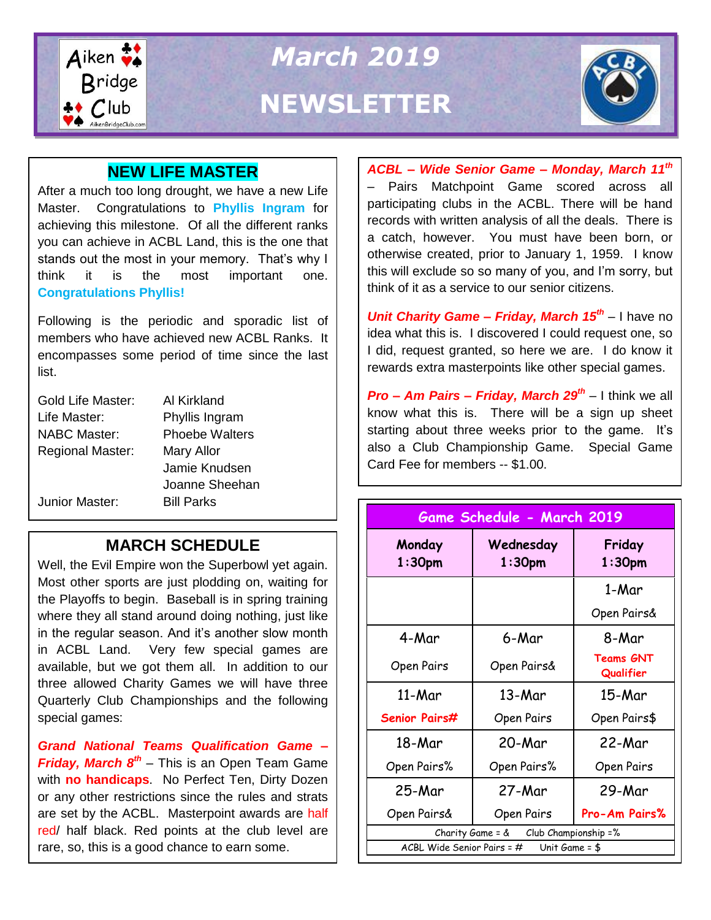# March 2019

# NEWSLETTER

## NEW LIFE MASTER

After a much too long drought, we have a new Life Master. Congratulations to **Phyllis Ingram** for achieving this milestone. Of all the different ranks you can achieve in ACBL Land, this is the one that stands out the most in your memory. That's why I think it is the most important one. **Congratulations Phyllis!**

Following is the periodic and sporadic list of members who have achieved new ACBL Ranks. It encompasses some period of time since the last list.

| | |
|---|---|
| Gold Life Master: | Al Kirkland |
| Life Master: | Phyllis Ingram |
| NABC Master: | Phoebe Walters |
| Regional Master: | Mary Allor |
| | Jamie Knudsen |
| | Joanne Sheehan |
| Junior Master: | Bill Parks |

## MARCH SCHEDULE

Well, the Evil Empire won the Superbowl yet again. Most other sports are just plodding on, waiting for the Playoffs to begin. Baseball is in spring training where they all stand around doing nothing, just like in the regular season. And it's another slow month in ACBL Land. Very few special games are available, but we got them all. In addition to our three allowed Charity Games we will have three Quarterly Club Championships and the following special games:

***Grand National Teams Qualification Game – Friday, March 8th*** – This is an Open Team Game with **no handicaps**. No Perfect Ten, Dirty Dozen or any other restrictions since the rules and strats are set by the ACBL. Masterpoint awards are half red/ half black. Red points at the club level are rare, so, this is a good chance to earn some.

***ACBL – Wide Senior Game – Monday, March 11th*** – Pairs Matchpoint Game scored across all participating clubs in the ACBL. There will be hand records with written analysis of all the deals. There is a catch, however. You must have been born, or otherwise created, prior to January 1, 1959. I know this will exclude so so many of you, and I'm sorry, but think of it as a service to our senior citizens.

***Unit Charity Game – Friday, March 15th*** – I have no idea what this is. I discovered I could request one, so I did, request granted, so here we are. I do know it rewards extra masterpoints like other special games.

***Pro – Am Pairs – Friday, March 29th*** – I think we all know what this is. There will be a sign up sheet starting about three weeks prior to the game. It's also a Club Championship Game. Special Game Card Fee for members -- $1.00.

| Game Schedule - March 2019 | | |
|---|---|---|
| **Monday 1:30pm** | **Wednesday 1:30pm** | **Friday 1:30pm** |
| | | 1-Mar Open Pairs& |
| 4-Mar Open Pairs | 6-Mar Open Pairs& | 8-Mar **Teams GNT Qualifier** |
| 11-Mar **Senior Pairs#** | 13-Mar Open Pairs | 15-Mar Open Pairs$ |
| 18-Mar Open Pairs% | 20-Mar Open Pairs% | 22-Mar Open Pairs |
| 25-Mar Open Pairs& | 27-Mar Open Pairs | 29-Mar **Pro-Am Pairs%** |

Charity Game = & Club Championship =%
ACBL Wide Senior Pairs = # Unit Game = $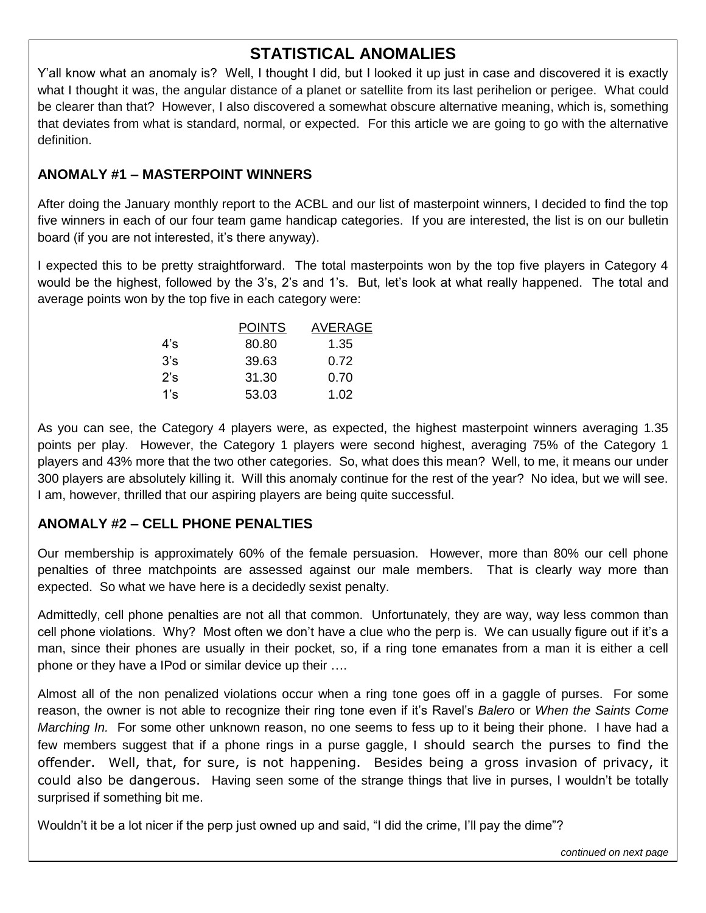## STATISTICAL ANOMALIES

Y'all know what an anomaly is? Well, I thought I did, but I looked it up just in case and discovered it is exactly what I thought it was, the angular distance of a planet or satellite from its last perihelion or perigee. What could be clearer than that? However, I also discovered a somewhat obscure alternative meaning, which is, something that deviates from what is standard, normal, or expected. For this article we are going to go with the alternative definition.

### ANOMALY #1 – MASTERPOINT WINNERS

After doing the January monthly report to the ACBL and our list of masterpoint winners, I decided to find the top five winners in each of our four team game handicap categories. If you are interested, the list is on our bulletin board (if you are not interested, it's there anyway).

I expected this to be pretty straightforward. The total masterpoints won by the top five players in Category 4 would be the highest, followed by the 3's, 2's and 1's. But, let's look at what really happened. The total and average points won by the top five in each category were:

| | POINTS | AVERAGE |
|---|---|---|
| 4's | 80.80 | 1.35 |
| 3's | 39.63 | 0.72 |
| 2's | 31.30 | 0.70 |
| 1's | 53.03 | 1.02 |

As you can see, the Category 4 players were, as expected, the highest masterpoint winners averaging 1.35 points per play. However, the Category 1 players were second highest, averaging 75% of the Category 1 players and 43% more that the two other categories. So, what does this mean? Well, to me, it means our under 300 players are absolutely killing it. Will this anomaly continue for the rest of the year? No idea, but we will see. I am, however, thrilled that our aspiring players are being quite successful.

### ANOMALY #2 – CELL PHONE PENALTIES

Our membership is approximately 60% of the female persuasion. However, more than 80% our cell phone penalties of three matchpoints are assessed against our male members. That is clearly way more than expected. So what we have here is a decidedly sexist penalty.

Admittedly, cell phone penalties are not all that common. Unfortunately, they are way, way less common than cell phone violations. Why? Most often we don't have a clue who the perp is. We can usually figure out if it's a man, since their phones are usually in their pocket, so, if a ring tone emanates from a man it is either a cell phone or they have a IPod or similar device up their ….

Almost all of the non penalized violations occur when a ring tone goes off in a gaggle of purses. For some reason, the owner is not able to recognize their ring tone even if it's Ravel's *Balero* or *When the Saints Come Marching In.* For some other unknown reason, no one seems to fess up to it being their phone. I have had a few members suggest that if a phone rings in a purse gaggle, I should search the purses to find the offender. Well, that, for sure, is not happening. Besides being a gross invasion of privacy, it could also be dangerous. Having seen some of the strange things that live in purses, I wouldn't be totally surprised if something bit me.

Wouldn't it be a lot nicer if the perp just owned up and said, "I did the crime, I'll pay the dime"?

*continued on next page*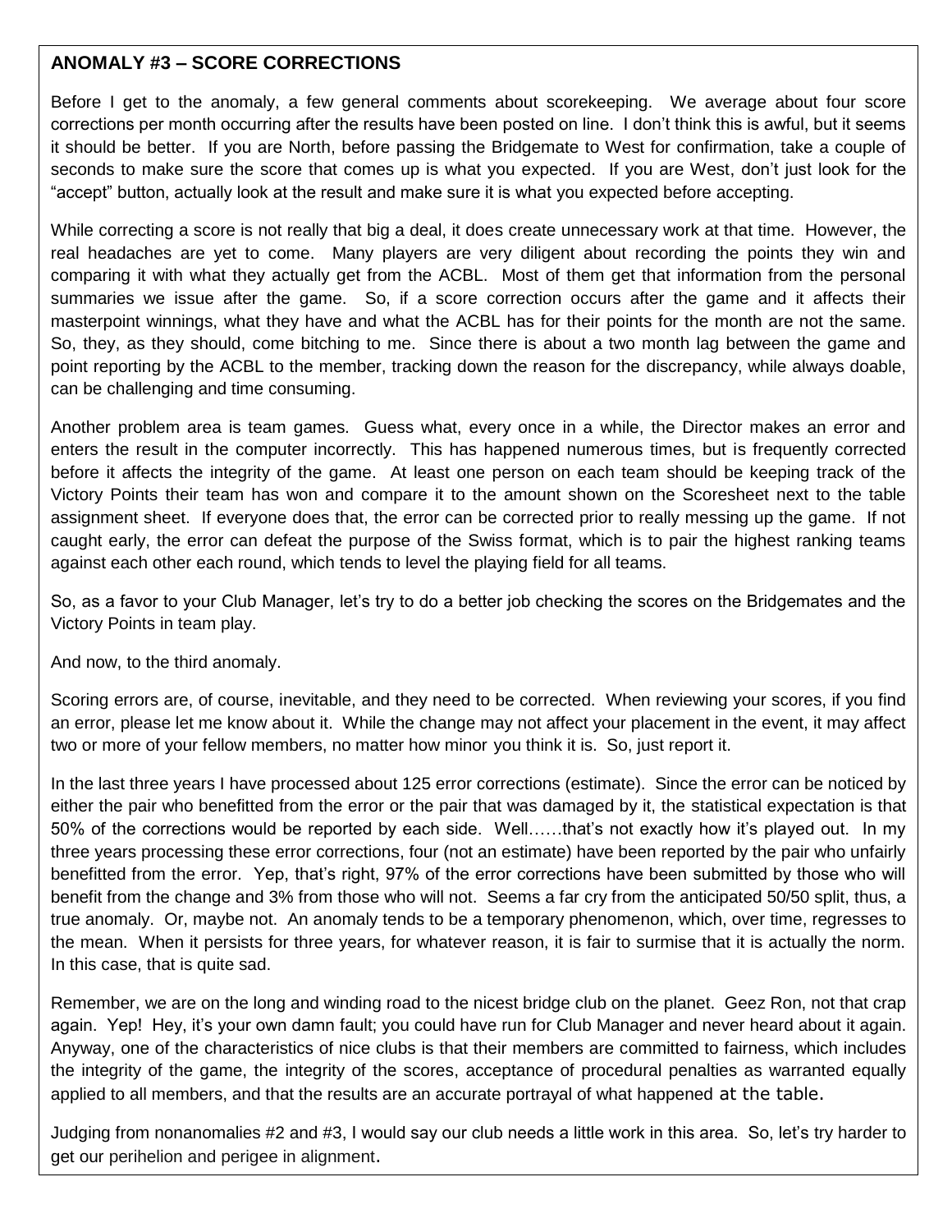## ANOMALY #3 – SCORE CORRECTIONS

Before I get to the anomaly, a few general comments about scorekeeping. We average about four score corrections per month occurring after the results have been posted on line. I don't think this is awful, but it seems it should be better. If you are North, before passing the Bridgemate to West for confirmation, take a couple of seconds to make sure the score that comes up is what you expected. If you are West, don't just look for the "accept" button, actually look at the result and make sure it is what you expected before accepting.

While correcting a score is not really that big a deal, it does create unnecessary work at that time. However, the real headaches are yet to come. Many players are very diligent about recording the points they win and comparing it with what they actually get from the ACBL. Most of them get that information from the personal summaries we issue after the game. So, if a score correction occurs after the game and it affects their masterpoint winnings, what they have and what the ACBL has for their points for the month are not the same. So, they, as they should, come bitching to me. Since there is about a two month lag between the game and point reporting by the ACBL to the member, tracking down the reason for the discrepancy, while always doable, can be challenging and time consuming.

Another problem area is team games. Guess what, every once in a while, the Director makes an error and enters the result in the computer incorrectly. This has happened numerous times, but is frequently corrected before it affects the integrity of the game. At least one person on each team should be keeping track of the Victory Points their team has won and compare it to the amount shown on the Scoresheet next to the table assignment sheet. If everyone does that, the error can be corrected prior to really messing up the game. If not caught early, the error can defeat the purpose of the Swiss format, which is to pair the highest ranking teams against each other each round, which tends to level the playing field for all teams.

So, as a favor to your Club Manager, let's try to do a better job checking the scores on the Bridgemates and the Victory Points in team play.

And now, to the third anomaly.

Scoring errors are, of course, inevitable, and they need to be corrected. When reviewing your scores, if you find an error, please let me know about it. While the change may not affect your placement in the event, it may affect two or more of your fellow members, no matter how minor you think it is. So, just report it.

In the last three years I have processed about 125 error corrections (estimate). Since the error can be noticed by either the pair who benefitted from the error or the pair that was damaged by it, the statistical expectation is that 50% of the corrections would be reported by each side. Well……that's not exactly how it's played out. In my three years processing these error corrections, four (not an estimate) have been reported by the pair who unfairly benefitted from the error. Yep, that's right, 97% of the error corrections have been submitted by those who will benefit from the change and 3% from those who will not. Seems a far cry from the anticipated 50/50 split, thus, a true anomaly. Or, maybe not. An anomaly tends to be a temporary phenomenon, which, over time, regresses to the mean. When it persists for three years, for whatever reason, it is fair to surmise that it is actually the norm. In this case, that is quite sad.

Remember, we are on the long and winding road to the nicest bridge club on the planet. Geez Ron, not that crap again. Yep! Hey, it's your own damn fault; you could have run for Club Manager and never heard about it again. Anyway, one of the characteristics of nice clubs is that their members are committed to fairness, which includes the integrity of the game, the integrity of the scores, acceptance of procedural penalties as warranted equally applied to all members, and that the results are an accurate portrayal of what happened at the table.

Judging from nonanomalies #2 and #3, I would say our club needs a little work in this area. So, let's try harder to get our perihelion and perigee in alignment.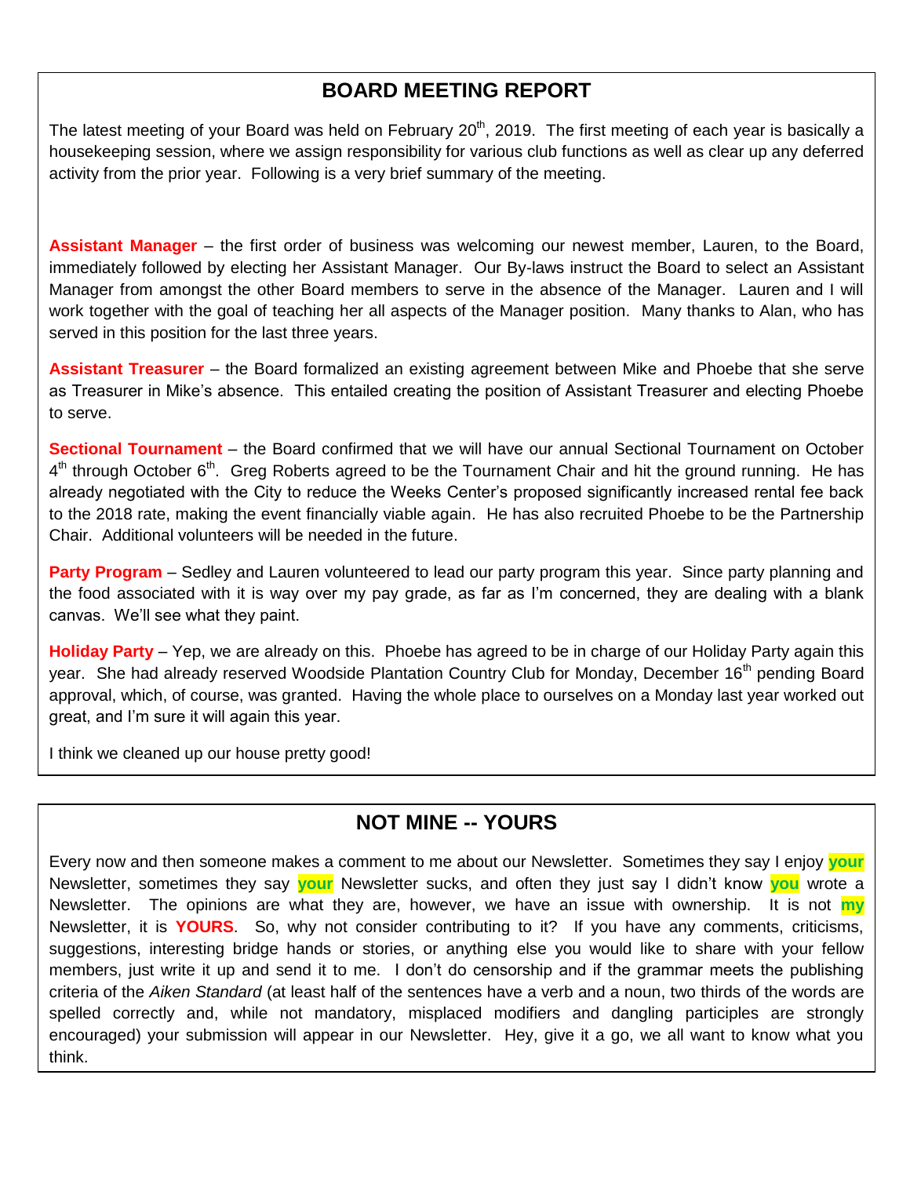## BOARD MEETING REPORT

The latest meeting of your Board was held on February 20th, 2019. The first meeting of each year is basically a housekeeping session, where we assign responsibility for various club functions as well as clear up any deferred activity from the prior year. Following is a very brief summary of the meeting.

**Assistant Manager** – the first order of business was welcoming our newest member, Lauren, to the Board, immediately followed by electing her Assistant Manager. Our By-laws instruct the Board to select an Assistant Manager from amongst the other Board members to serve in the absence of the Manager. Lauren and I will work together with the goal of teaching her all aspects of the Manager position. Many thanks to Alan, who has served in this position for the last three years.

**Assistant Treasurer** – the Board formalized an existing agreement between Mike and Phoebe that she serve as Treasurer in Mike's absence. This entailed creating the position of Assistant Treasurer and electing Phoebe to serve.

**Sectional Tournament** – the Board confirmed that we will have our annual Sectional Tournament on October 4th through October 6th. Greg Roberts agreed to be the Tournament Chair and hit the ground running. He has already negotiated with the City to reduce the Weeks Center's proposed significantly increased rental fee back to the 2018 rate, making the event financially viable again. He has also recruited Phoebe to be the Partnership Chair. Additional volunteers will be needed in the future.

**Party Program** – Sedley and Lauren volunteered to lead our party program this year. Since party planning and the food associated with it is way over my pay grade, as far as I'm concerned, they are dealing with a blank canvas. We'll see what they paint.

**Holiday Party** – Yep, we are already on this. Phoebe has agreed to be in charge of our Holiday Party again this year. She had already reserved Woodside Plantation Country Club for Monday, December 16th pending Board approval, which, of course, was granted. Having the whole place to ourselves on a Monday last year worked out great, and I'm sure it will again this year.

I think we cleaned up our house pretty good!

## NOT MINE -- YOURS

Every now and then someone makes a comment to me about our Newsletter. Sometimes they say I enjoy **your** Newsletter, sometimes they say **your** Newsletter sucks, and often they just say I didn't know **you** wrote a Newsletter. The opinions are what they are, however, we have an issue with ownership. It is not **my** Newsletter, it is **YOURS**. So, why not consider contributing to it? If you have any comments, criticisms, suggestions, interesting bridge hands or stories, or anything else you would like to share with your fellow members, just write it up and send it to me. I don't do censorship and if the grammar meets the publishing criteria of the *Aiken Standard* (at least half of the sentences have a verb and a noun, two thirds of the words are spelled correctly and, while not mandatory, misplaced modifiers and dangling participles are strongly encouraged) your submission will appear in our Newsletter. Hey, give it a go, we all want to know what you think.